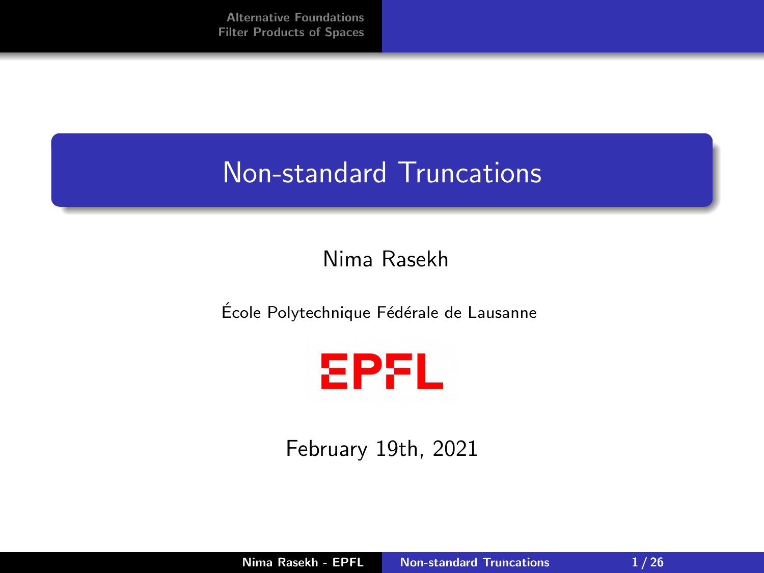# Non-standard Truncations

Nima Rasekh

École Polytechnique Fédérale de Lausanne

EPFL

February 19th, 2021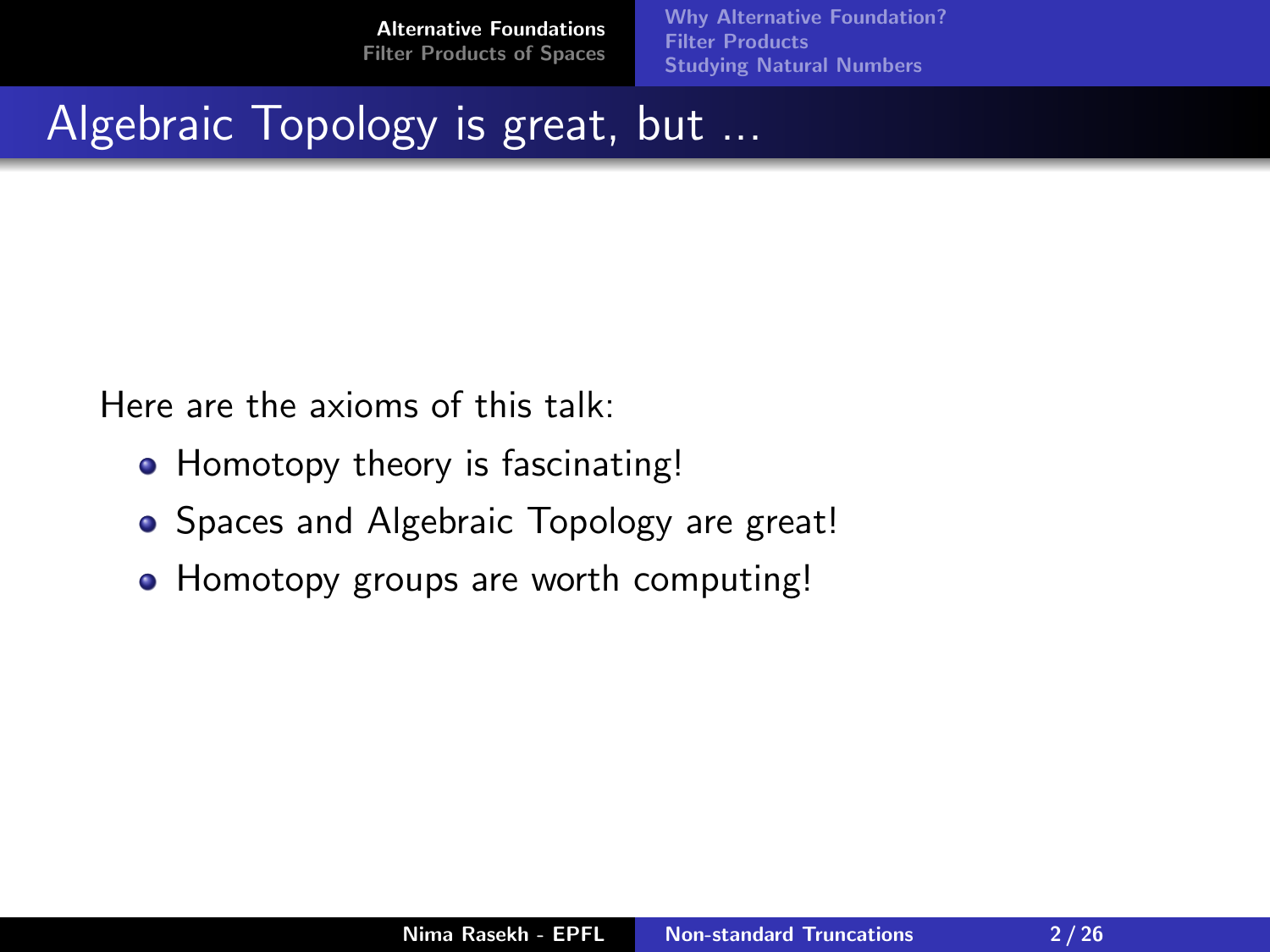# Algebraic Topology is great, but ...

Here are the axioms of this talk:

- Homotopy theory is fascinating!
- Spaces and Algebraic Topology are great!
- Homotopy groups are worth computing!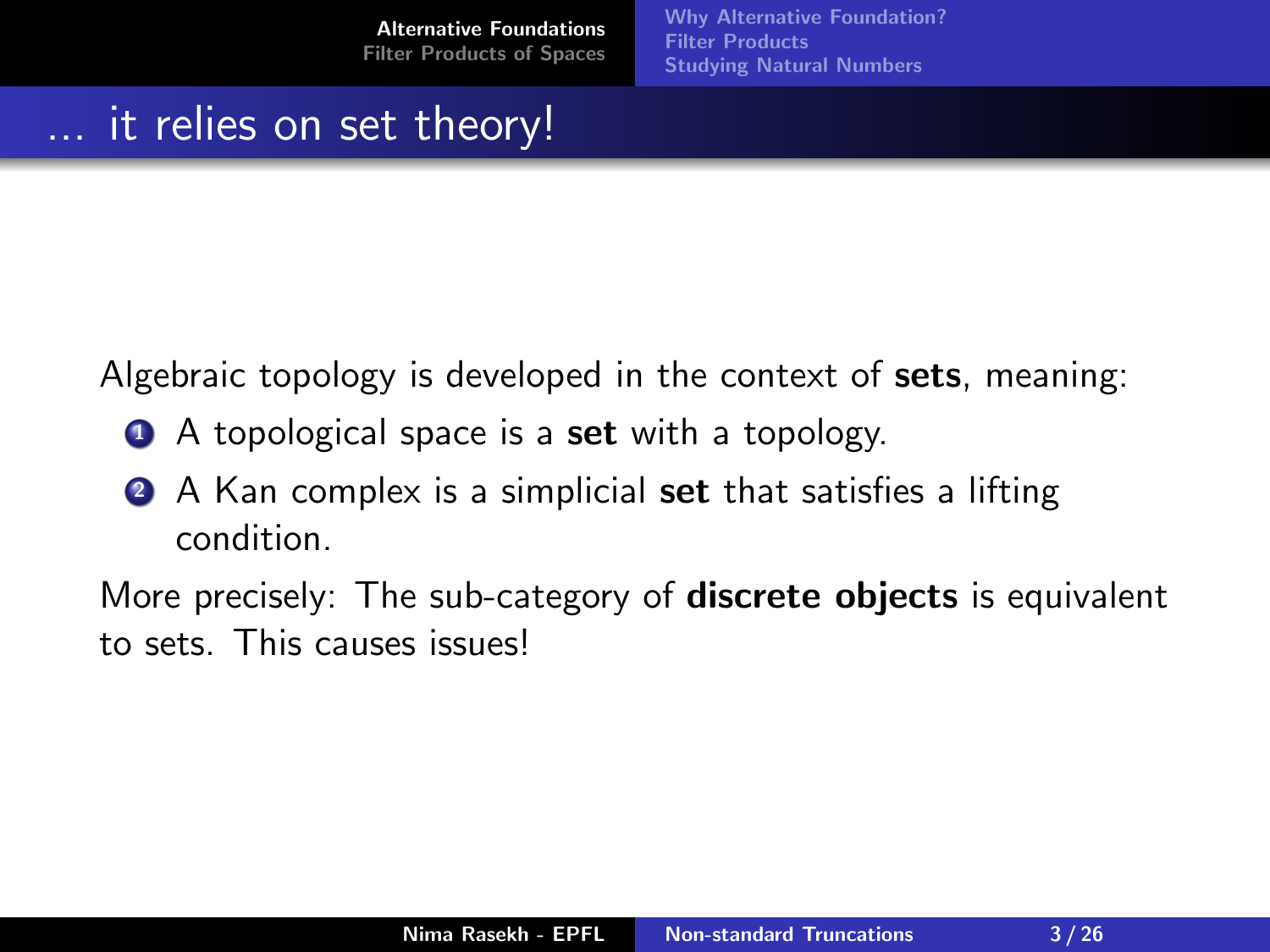# ... it relies on set theory!

Algebraic topology is developed in the context of **sets**, meaning:

1. A topological space is a **set** with a topology.
2. A Kan complex is a simplicial **set** that satisfies a lifting condition.

More precisely: The sub-category of **discrete objects** is equivalent to sets. This causes issues!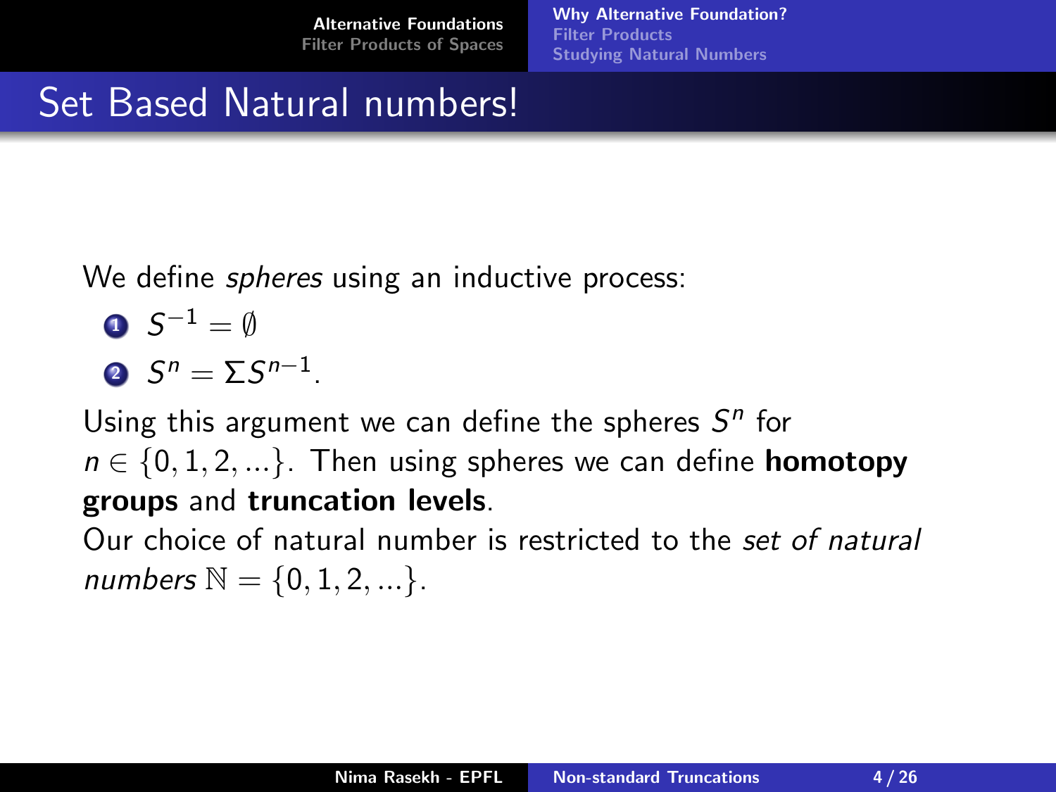# Set Based Natural numbers!

We define *spheres* using an inductive process:

1. $S^{-1} = \emptyset$
2. $S^n = \Sigma S^{n-1}$.

Using this argument we can define the spheres $S^n$ for $n \in \{0, 1, 2, ...\}$. Then using spheres we can define **homotopy groups** and **truncation levels**.

Our choice of natural number is restricted to the *set of natural numbers* $\mathbb{N} = \{0, 1, 2, ...\}$.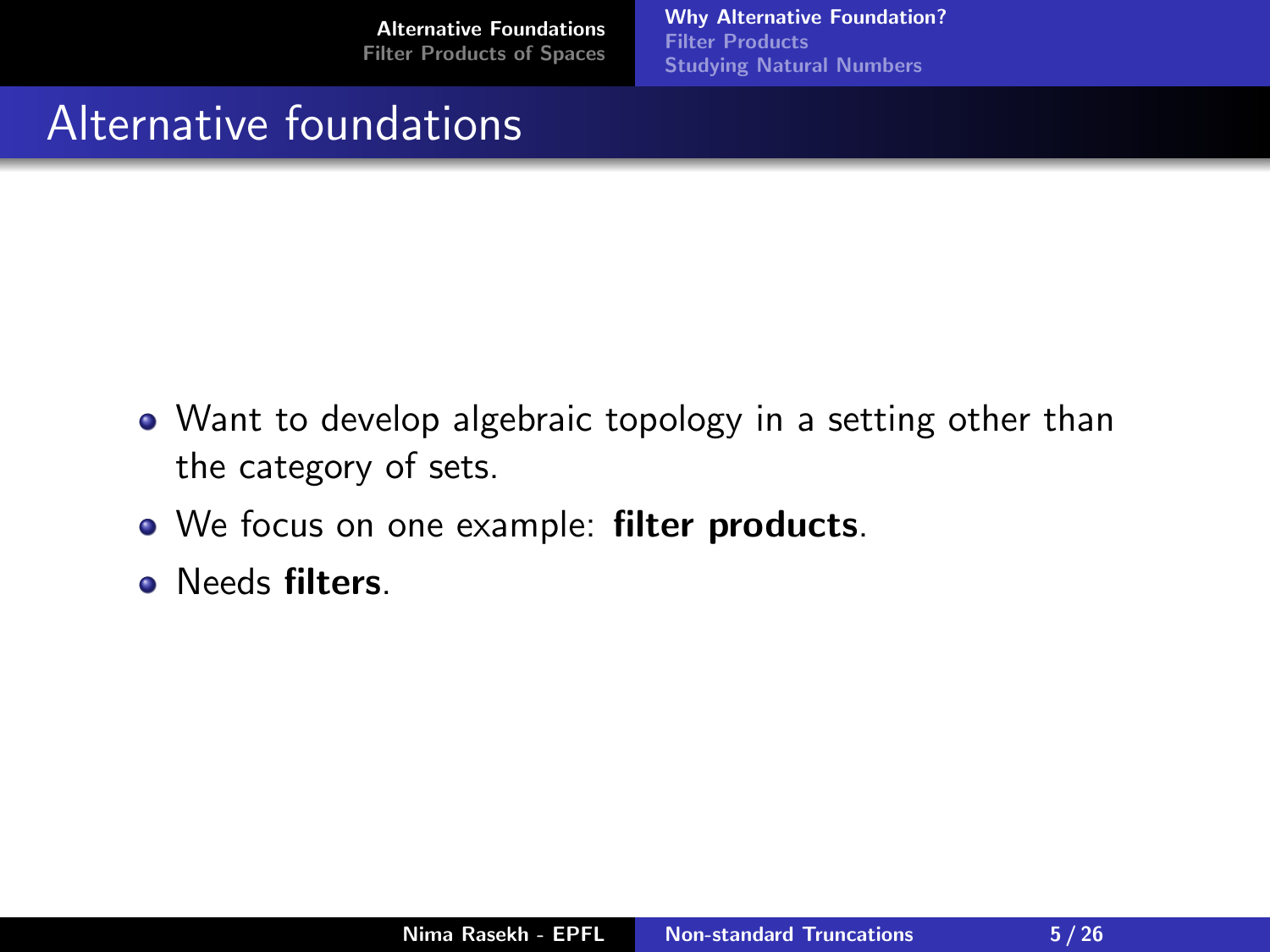# Alternative foundations

- Want to develop algebraic topology in a setting other than the category of sets.
- We focus on one example: **filter products**.
- Needs **filters**.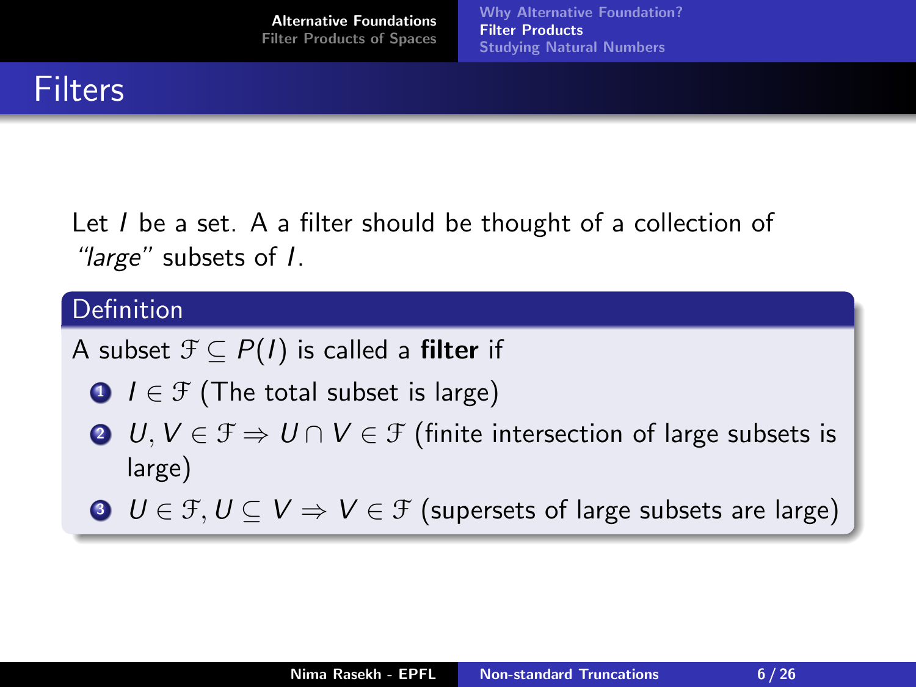# Filters

Let $I$ be a set. A a filter should be thought of a collection of *"large"* subsets of $I$.

## Definition

A subset $\mathcal{F} \subseteq P(I)$ is called a **filter** if

1. $I \in \mathcal{F}$ (The total subset is large)
2. $U, V \in \mathcal{F} \Rightarrow U \cap V \in \mathcal{F}$ (finite intersection of large subsets is large)
3. $U \in \mathcal{F}, U \subseteq V \Rightarrow V \in \mathcal{F}$ (supersets of large subsets are large)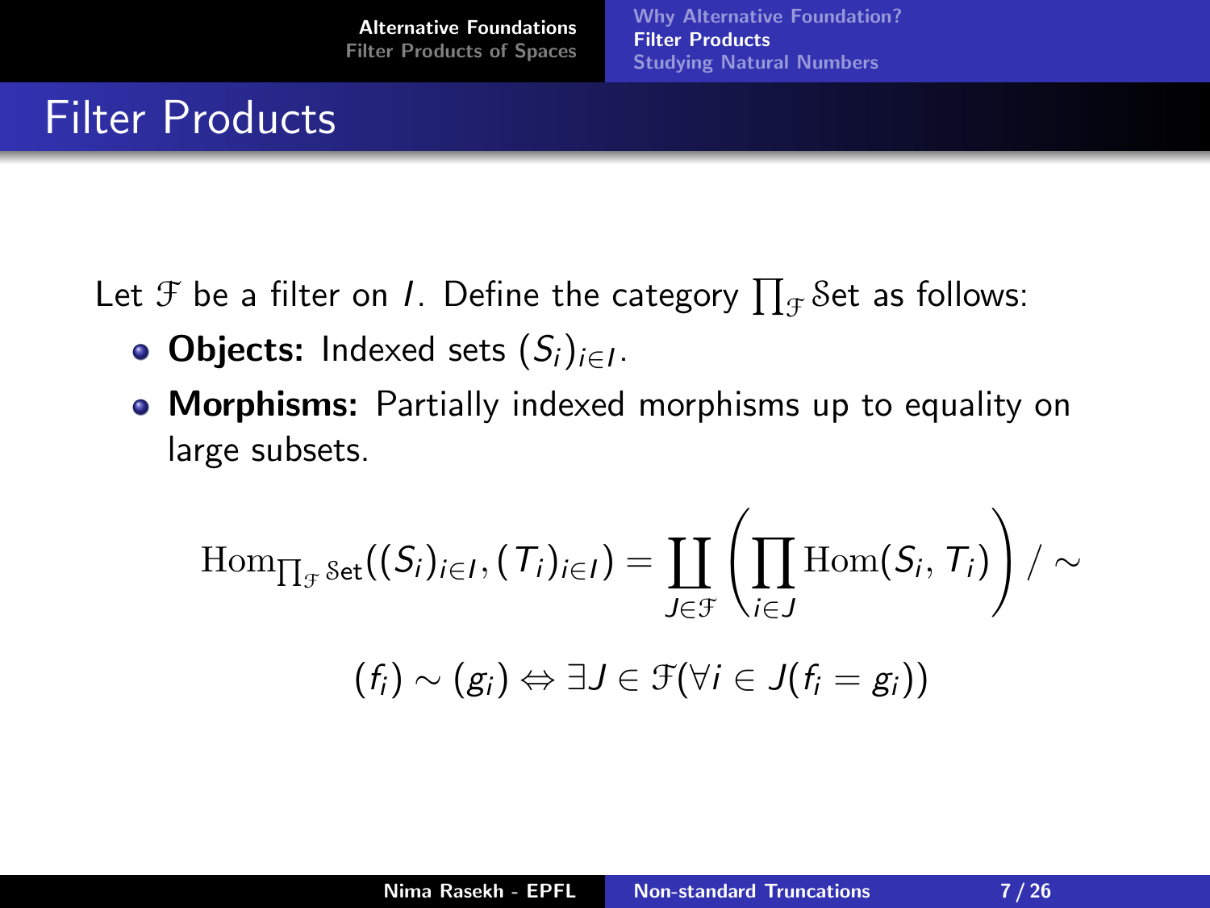# Filter Products

Let $\mathcal{F}$ be a filter on $I$. Define the category $\prod_{\mathcal{F}} \mathcal{S}\mathrm{et}$ as follows:

- **Objects:** Indexed sets $(S_i)_{i \in I}$.
- **Morphisms:** Partially indexed morphisms up to equality on large subsets.

$$\mathrm{Hom}_{\prod_{\mathcal{F}} \mathcal{S}\mathrm{et}}((S_i)_{i \in I}, (T_i)_{i \in I}) = \coprod_{J \in \mathcal{F}} \left( \prod_{i \in J} \mathrm{Hom}(S_i, T_i) \right) / \sim$$

$$(f_i) \sim (g_i) \Leftrightarrow \exists J \in \mathcal{F} (\forall i \in J (f_i = g_i))$$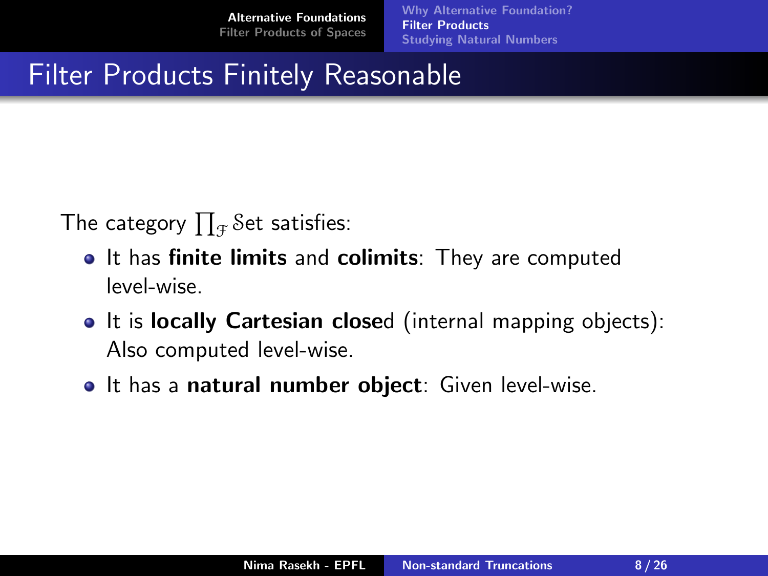# Filter Products Finitely Reasonable

The category $\prod_{\mathcal{F}} \mathcal{S}\text{et}$ satisfies:

- It has **finite limits** and **colimits**: They are computed level-wise.
- It is **locally Cartesian closed** (internal mapping objects): Also computed level-wise.
- It has a **natural number object**: Given level-wise.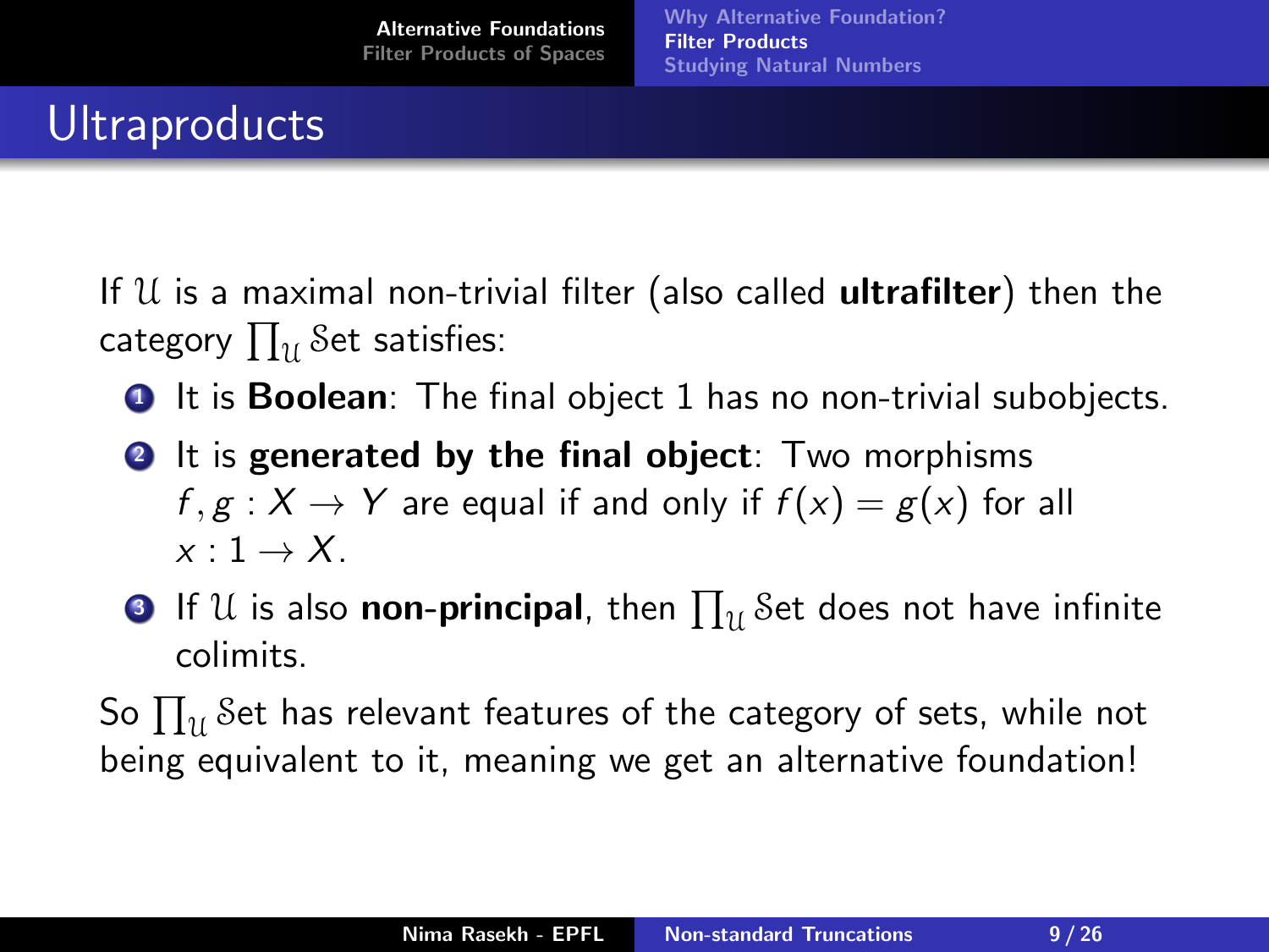# Ultraproducts

If $\mathcal{U}$ is a maximal non-trivial filter (also called **ultrafilter**) then the category $\prod_{\mathcal{U}} \mathcal{S}\mathrm{et}$ satisfies:

1. It is **Boolean**: The final object 1 has no non-trivial subobjects.
2. It is **generated by the final object**: Two morphisms $f, g : X \to Y$ are equal if and only if $f(x) = g(x)$ for all $x : 1 \to X$.
3. If $\mathcal{U}$ is also **non-principal**, then $\prod_{\mathcal{U}} \mathcal{S}\mathrm{et}$ does not have infinite colimits.

So $\prod_{\mathcal{U}} \mathcal{S}\mathrm{et}$ has relevant features of the category of sets, while not being equivalent to it, meaning we get an alternative foundation!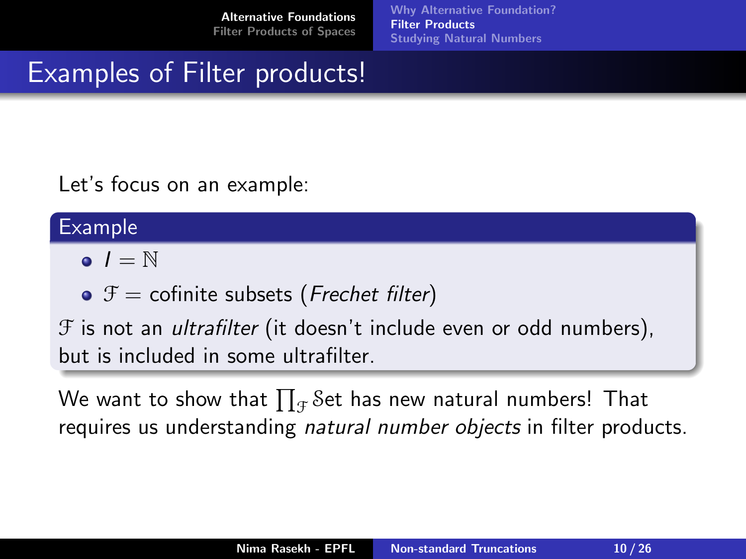# Examples of Filter products!

Let's focus on an example:

**Example**

- $I = \mathbb{N}$
- $\mathcal{F}$ = cofinite subsets (*Frechet filter*)

$\mathcal{F}$ is not an *ultrafilter* (it doesn't include even or odd numbers), but is included in some ultrafilter.

We want to show that $\prod_{\mathcal{F}} \mathcal{S}\mathrm{et}$ has new natural numbers! That requires us understanding *natural number objects* in filter products.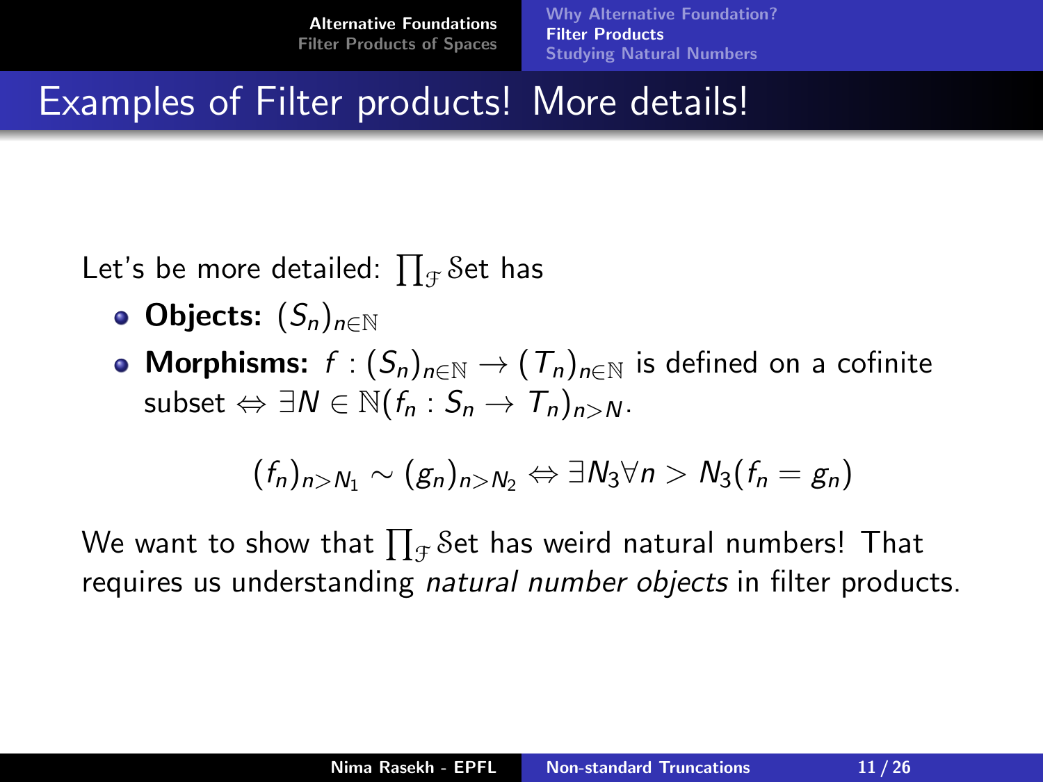# Examples of Filter products! More details!

Let's be more detailed: $\prod_{\mathcal{F}} \mathcal{S}\mathrm{et}$ has

- **Objects:** $(S_n)_{n \in \mathbb{N}}$
- **Morphisms:** $f : (S_n)_{n \in \mathbb{N}} \to (T_n)_{n \in \mathbb{N}}$ is defined on a cofinite subset $\Leftrightarrow \exists N \in \mathbb{N}(f_n : S_n \to T_n)_{n > N}$.

$$(f_n)_{n > N_1} \sim (g_n)_{n > N_2} \Leftrightarrow \exists N_3 \forall n > N_3 (f_n = g_n)$$

We want to show that $\prod_{\mathcal{F}} \mathcal{S}\mathrm{et}$ has weird natural numbers! That requires us understanding *natural number objects* in filter products.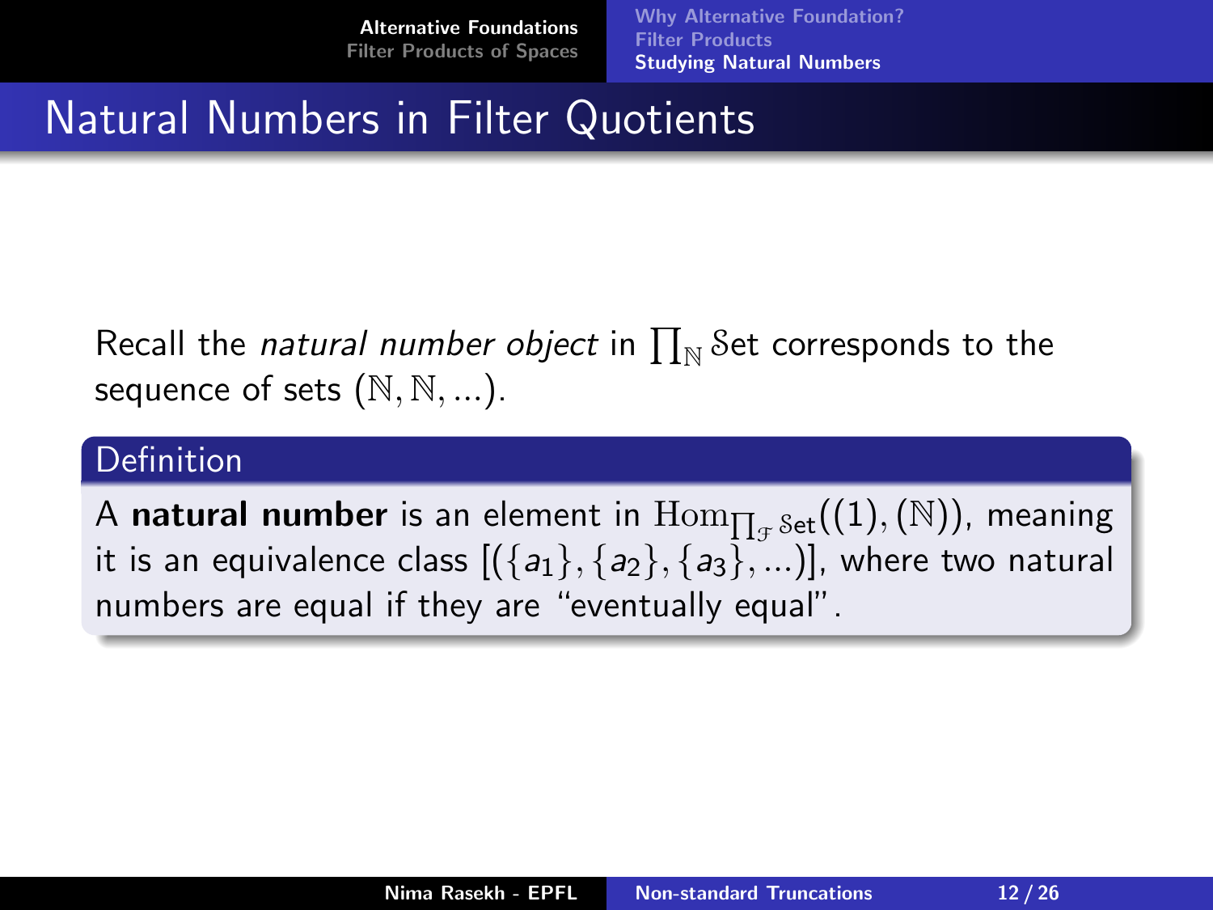# Natural Numbers in Filter Quotients

Recall the *natural number object* in $\prod_{\mathbb{N}} \mathcal{S}\mathrm{et}$ corresponds to the sequence of sets $(\mathbb{N}, \mathbb{N}, ...)$.

**Definition**

A **natural number** is an element in $\mathrm{Hom}_{\prod_{\mathcal{F}} \mathcal{S}\mathrm{et}}((1), (\mathbb{N}))$, meaning it is an equivalence class $[(\{a_1\}, \{a_2\}, \{a_3\}, ...)]$, where two natural numbers are equal if they are "eventually equal".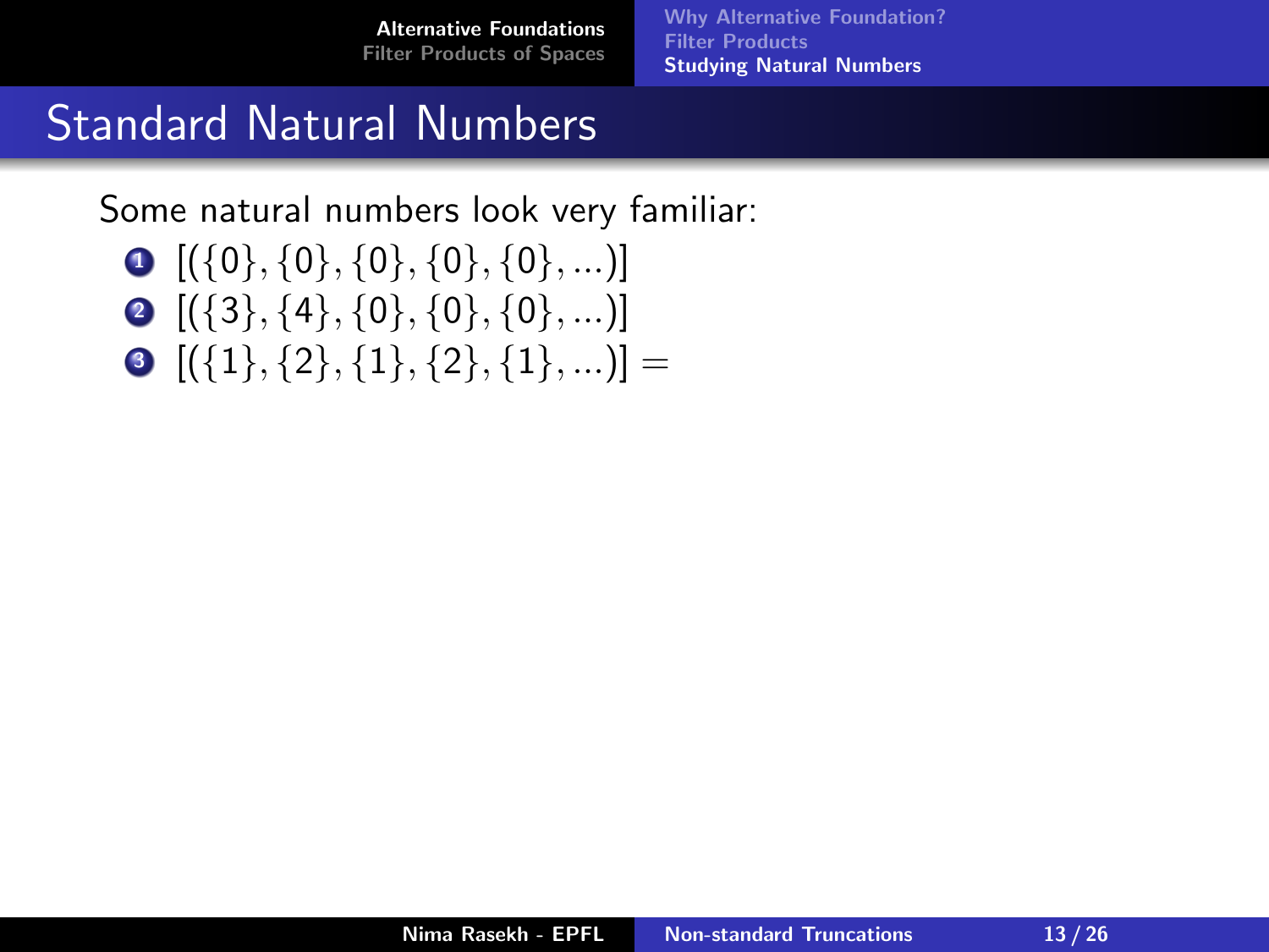# Standard Natural Numbers

Some natural numbers look very familiar:

1. $[(\{0\}, \{0\}, \{0\}, \{0\}, \{0\}, \ldots)]$
2. $[(\{3\}, \{4\}, \{0\}, \{0\}, \{0\}, \ldots)]$
3. $[(\{1\}, \{2\}, \{1\}, \{2\}, \{1\}, \ldots)] =$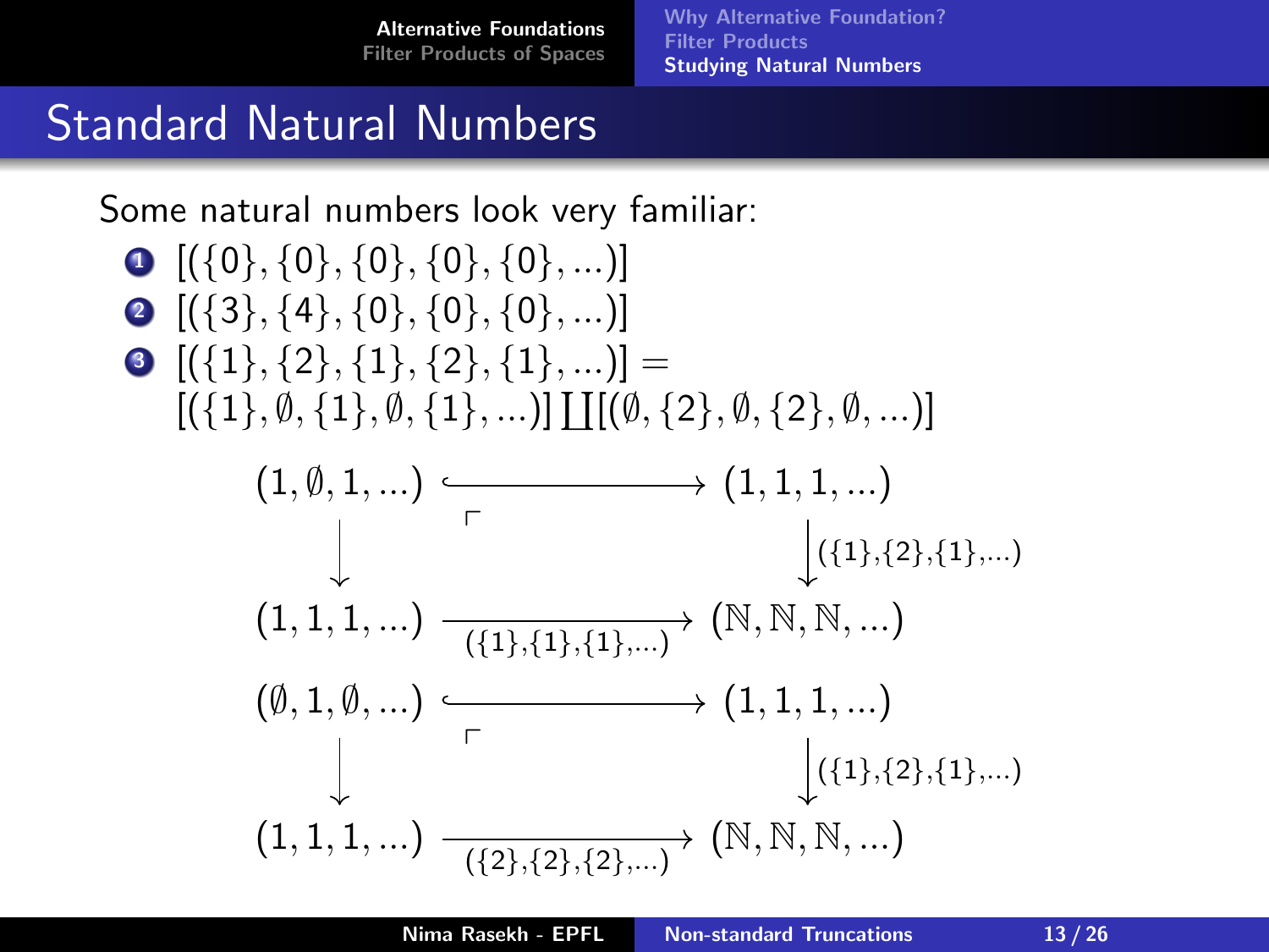# Standard Natural Numbers

Some natural numbers look very familiar:

1. $[(\{0\}, \{0\}, \{0\}, \{0\}, \{0\}, ...)]$
2. $[(\{3\}, \{4\}, \{0\}, \{0\}, \{0\}, ...)]$
3. $[(\{1\}, \{2\}, \{1\}, \{2\}, \{1\}, ...)] =$
   $[(\{1\}, \emptyset, \{1\}, \emptyset, \{1\}, ...)] \coprod [(\emptyset, \{2\}, \emptyset, \{2\}, \emptyset, ...)]$

$$
\begin{array}{ccc}
(1, \emptyset, 1, ...) & \hookrightarrow & (1, 1, 1, ...) \\
\downarrow & \ulcorner & \downarrow {\scriptstyle (\{1\},\{2\},\{1\},...)} \\
(1, 1, 1, ...) & \xrightarrow[(\{1\},\{1\},\{1\},...)]{} & (\mathbb{N}, \mathbb{N}, \mathbb{N}, ...)
\end{array}
$$

$$
\begin{array}{ccc}
(\emptyset, 1, \emptyset, ...) & \hookrightarrow & (1, 1, 1, ...) \\
\downarrow & \ulcorner & \downarrow {\scriptstyle (\{1\},\{2\},\{1\},...)} \\
(1, 1, 1, ...) & \xrightarrow[(\{2\},\{2\},\{2\},...)]{} & (\mathbb{N}, \mathbb{N}, \mathbb{N}, ...)
\end{array}
$$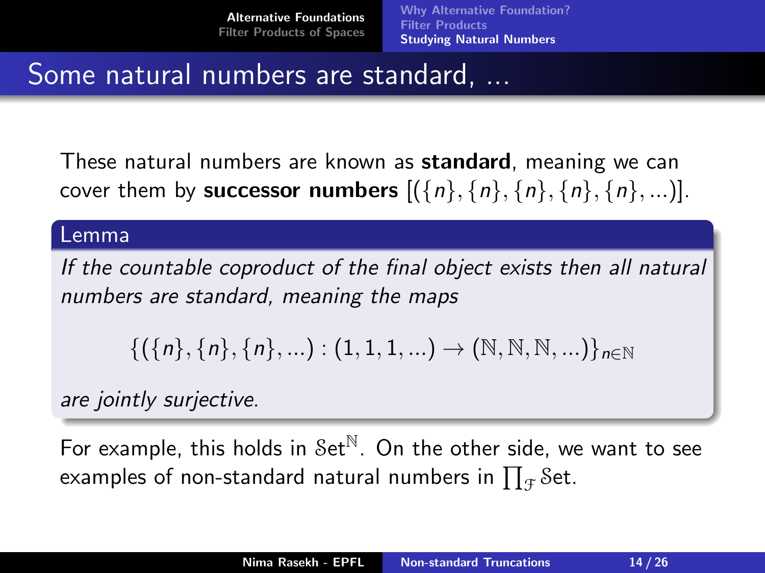# Some natural numbers are standard, ...

These natural numbers are known as **standard**, meaning we can cover them by **successor numbers** $[(\{n\}, \{n\}, \{n\}, \{n\}, \{n\}, ...)]$.

**Lemma**

*If the countable coproduct of the final object exists then all natural numbers are standard, meaning the maps*

$$\{(\{n\}, \{n\}, \{n\}, ...) : (1, 1, 1, ...) \to (\mathbb{N}, \mathbb{N}, \mathbb{N}, ...)\}_{n \in \mathbb{N}}$$

*are jointly surjective.*

For example, this holds in $\mathcal{S}\mathrm{et}^{\mathbb{N}}$. On the other side, we want to see examples of non-standard natural numbers in $\prod_{\mathcal{F}} \mathcal{S}\mathrm{et}$.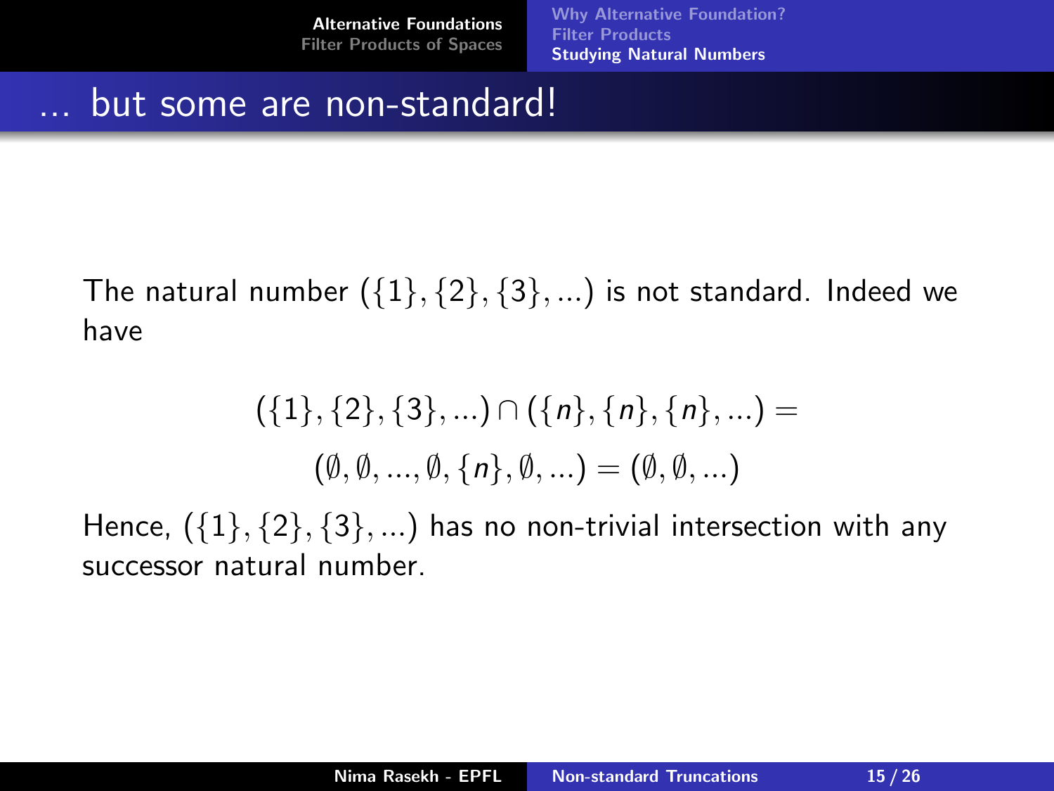# … but some are non-standard!

The natural number $(\{1\},\{2\},\{3\},...)$ is not standard. Indeed we have

$$(\{1\},\{2\},\{3\},...) \cap (\{n\},\{n\},\{n\},...) =$$
$$(\emptyset,\emptyset,...,\emptyset,\{n\},\emptyset,...) = (\emptyset,\emptyset,...)$$

Hence, $(\{1\},\{2\},\{3\},...)$ has no non-trivial intersection with any successor natural number.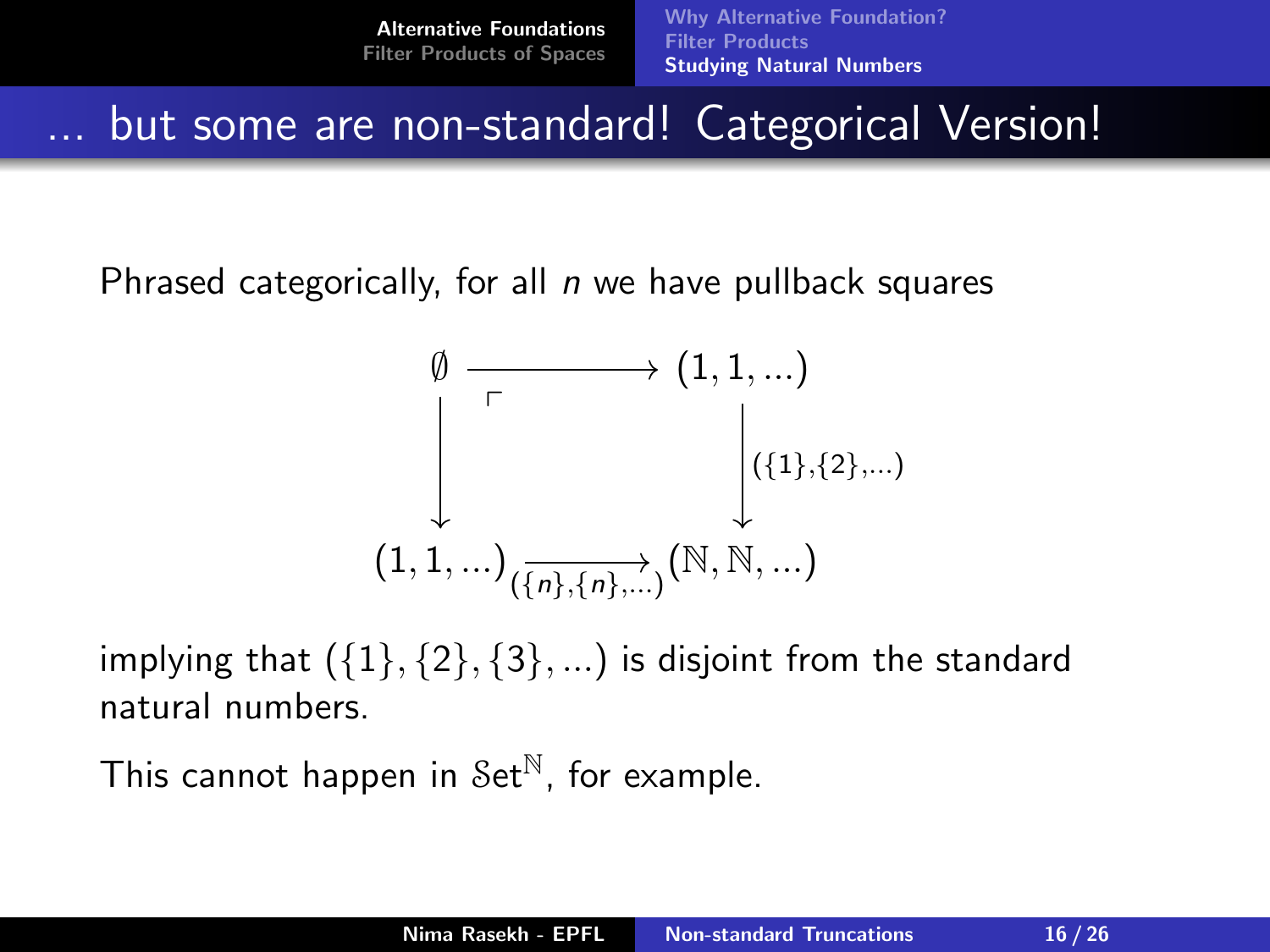# ... but some are non-standard! Categorical Version!

Phrased categorically, for all $n$ we have pullback squares

$$
\begin{array}{ccc}
\emptyset & \longrightarrow & (1, 1, \dots) \\
\big\downarrow & \ulcorner & \big\downarrow{\scriptstyle (\{1\},\{2\},\dots)} \\
(1, 1, \dots) & \xrightarrow[(\{n\},\{n\},\dots)]{} & (\mathbb{N}, \mathbb{N}, \dots)
\end{array}
$$

implying that $(\{1\}, \{2\}, \{3\}, \dots)$ is disjoint from the standard natural numbers.

This cannot happen in $\mathcal{S}\mathrm{et}^{\mathbb{N}}$, for example.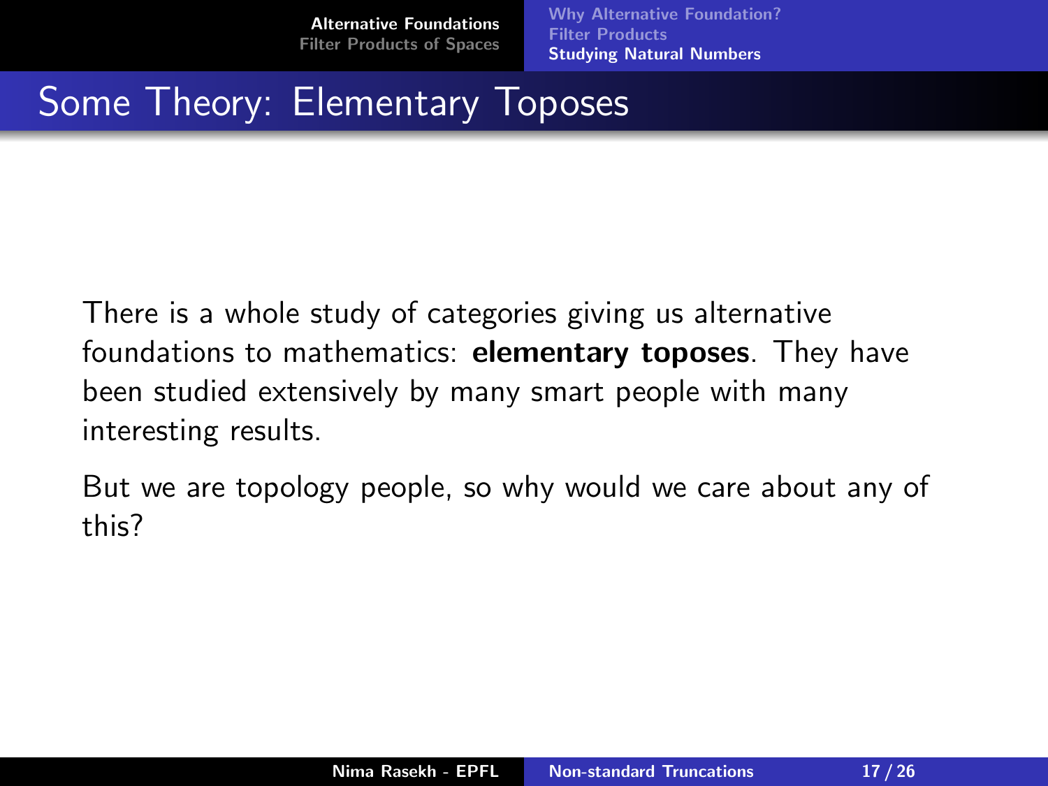# Some Theory: Elementary Toposes

There is a whole study of categories giving us alternative foundations to mathematics: **elementary toposes**. They have been studied extensively by many smart people with many interesting results.

But we are topology people, so why would we care about any of this?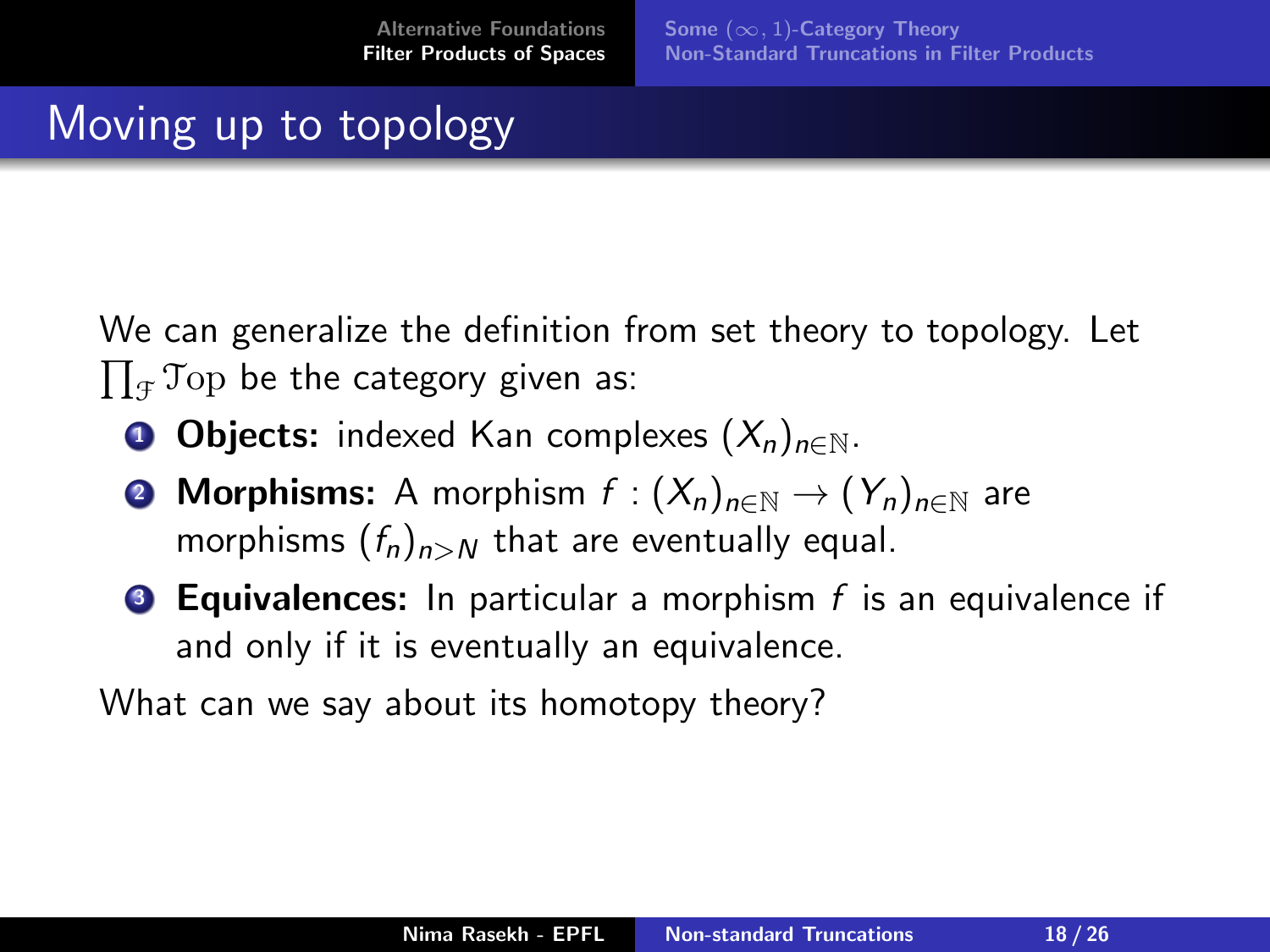# Moving up to topology

We can generalize the definition from set theory to topology. Let $\prod_{\mathcal{F}} \mathcal{T}\text{op}$ be the category given as:

1. **Objects:** indexed Kan complexes $(X_n)_{n \in \mathbb{N}}$.
2. **Morphisms:** A morphism $f : (X_n)_{n \in \mathbb{N}} \to (Y_n)_{n \in \mathbb{N}}$ are morphisms $(f_n)_{n > N}$ that are eventually equal.
3. **Equivalences:** In particular a morphism $f$ is an equivalence if and only if it is eventually an equivalence.

What can we say about its homotopy theory?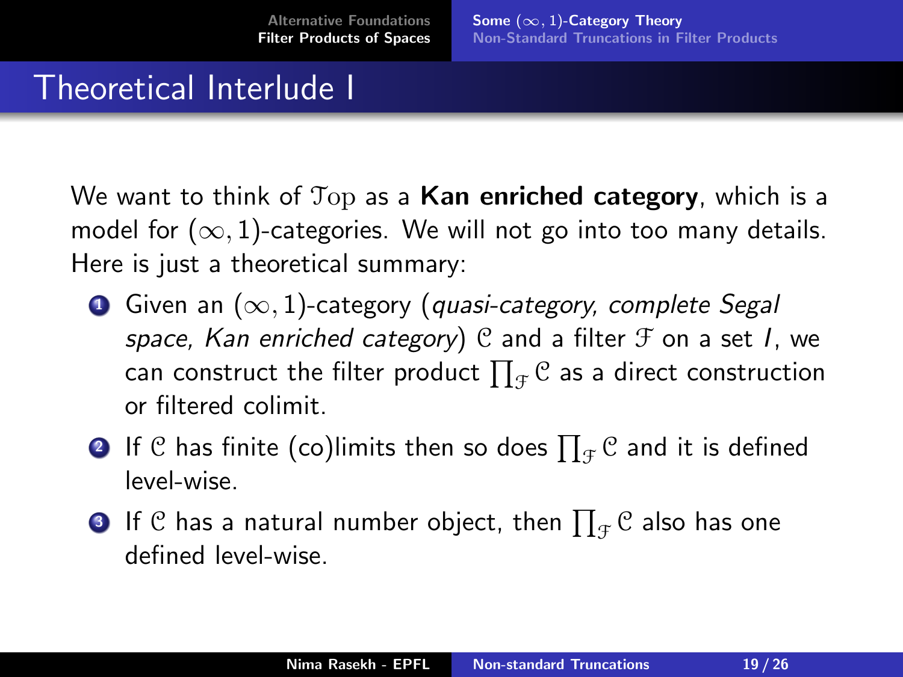# Theoretical Interlude I

We want to think of $\mathcal{T}\mathrm{op}$ as a **Kan enriched category**, which is a model for $(\infty, 1)$-categories. We will not go into too many details. Here is just a theoretical summary:

1. Given an $(\infty, 1)$-category (*quasi-category, complete Segal space, Kan enriched category*) $\mathcal{C}$ and a filter $\mathcal{F}$ on a set $I$, we can construct the filter product $\prod_{\mathcal{F}} \mathcal{C}$ as a direct construction or filtered colimit.
2. If $\mathcal{C}$ has finite (co)limits then so does $\prod_{\mathcal{F}} \mathcal{C}$ and it is defined level-wise.
3. If $\mathcal{C}$ has a natural number object, then $\prod_{\mathcal{F}} \mathcal{C}$ also has one defined level-wise.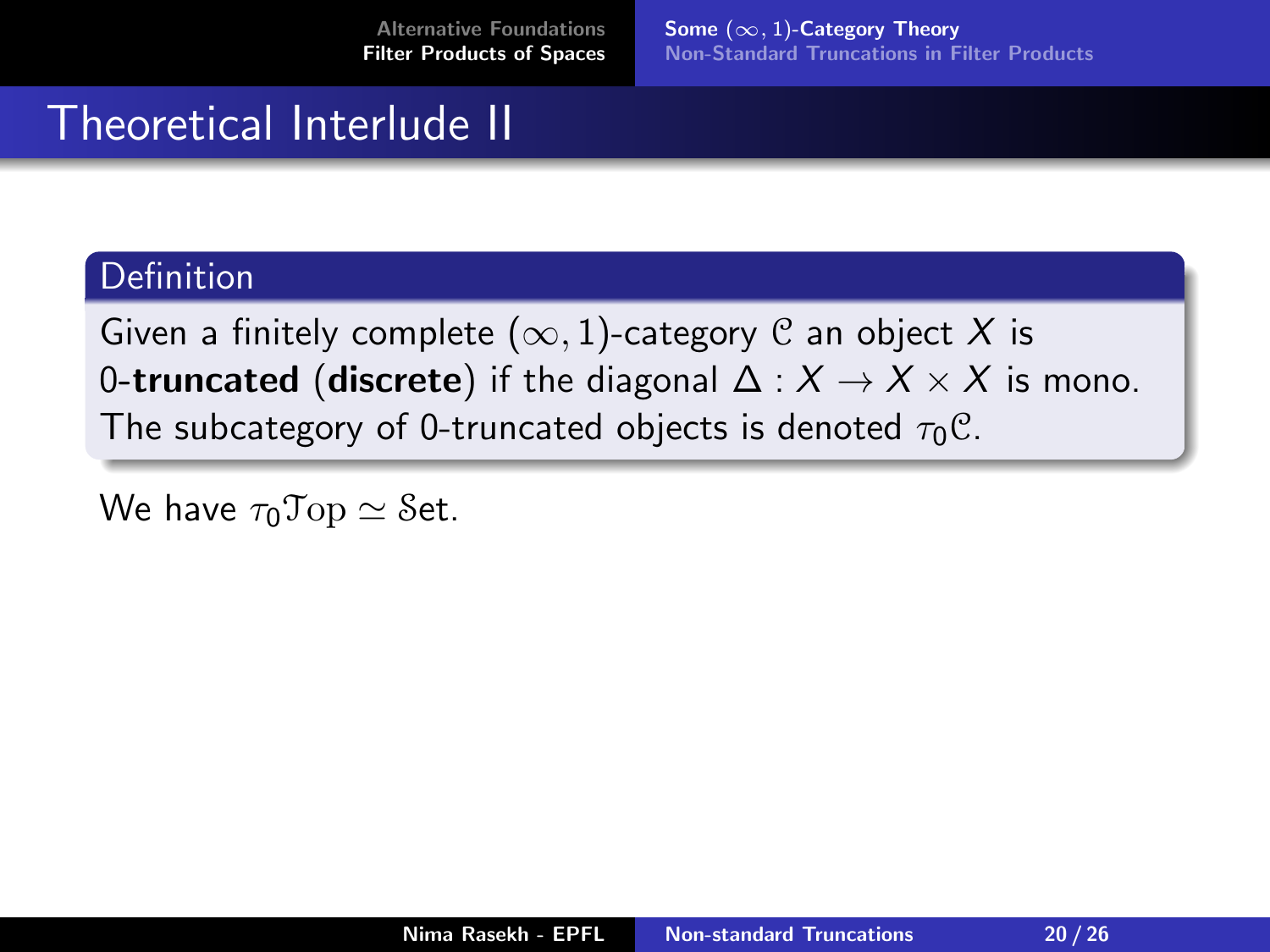# Theoretical Interlude II

**Definition**

Given a finitely complete $(\infty, 1)$-category $\mathcal{C}$ an object $X$ is 0-**truncated** (**discrete**) if the diagonal $\Delta : X \to X \times X$ is mono. The subcategory of 0-truncated objects is denoted $\tau_0\mathcal{C}$.

We have $\tau_0\mathcal{T}\mathrm{op} \simeq \mathcal{S}\mathrm{et}$.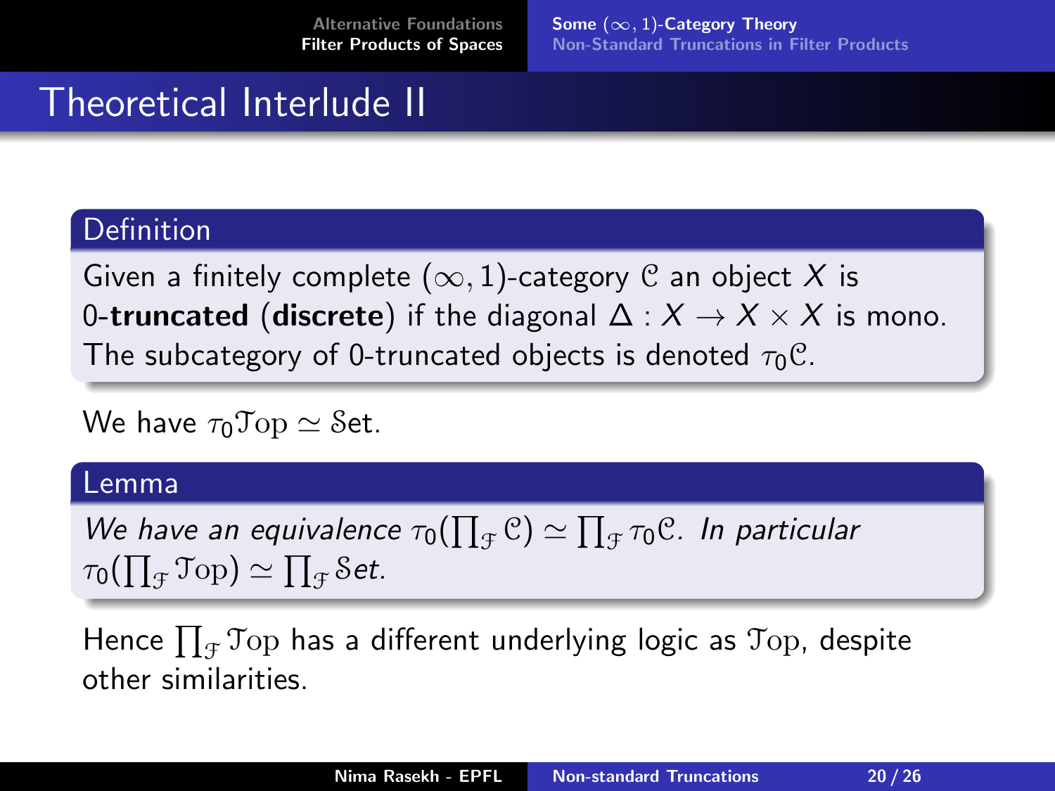# Theoretical Interlude II

**Definition**

Given a finitely complete $(\infty, 1)$-category $\mathcal{C}$ an object $X$ is 0-**truncated** (**discrete**) if the diagonal $\Delta : X \to X \times X$ is mono. The subcategory of 0-truncated objects is denoted $\tau_0\mathcal{C}$.

We have $\tau_0\mathcal{T}\mathrm{op} \simeq \mathcal{S}\mathrm{et}$.

**Lemma**

*We have an equivalence* $\tau_0(\prod_{\mathcal{F}} \mathcal{C}) \simeq \prod_{\mathcal{F}} \tau_0\mathcal{C}$. *In particular* $\tau_0(\prod_{\mathcal{F}} \mathcal{T}\mathrm{op}) \simeq \prod_{\mathcal{F}} \mathcal{S}\mathrm{et}$.

Hence $\prod_{\mathcal{F}} \mathcal{T}\mathrm{op}$ has a different underlying logic as $\mathcal{T}\mathrm{op}$, despite other similarities.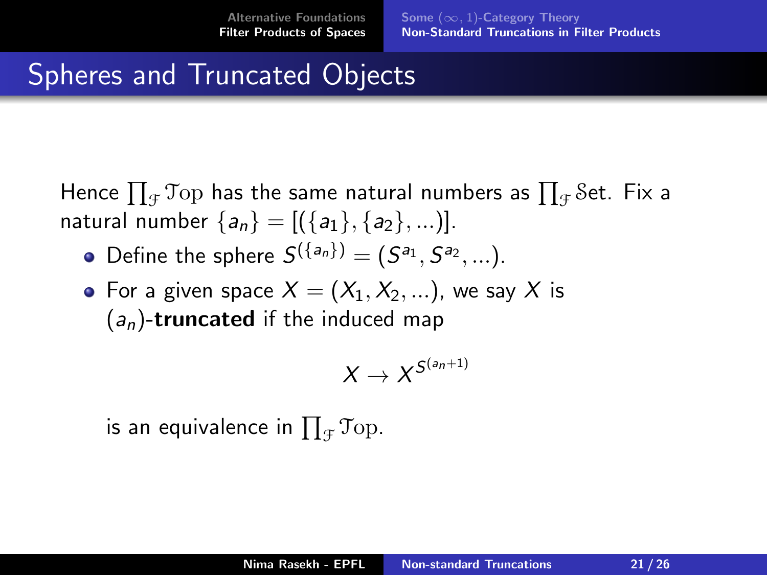# Spheres and Truncated Objects

Hence $\prod_{\mathcal{F}} \mathcal{T}\mathrm{op}$ has the same natural numbers as $\prod_{\mathcal{F}} \mathcal{S}\mathrm{et}$. Fix a natural number $\{a_n\} = [(\{a_1\}, \{a_2\}, ...)]$.

- Define the sphere $S^{(\{a_n\})} = (S^{a_1}, S^{a_2}, ...)$.
- For a given space $X = (X_1, X_2, ...)$, we say $X$ is $(a_n)$-**truncated** if the induced map

$$X \to X^{S^{(a_n+1)}}$$

is an equivalence in $\prod_{\mathcal{F}} \mathcal{T}\mathrm{op}$.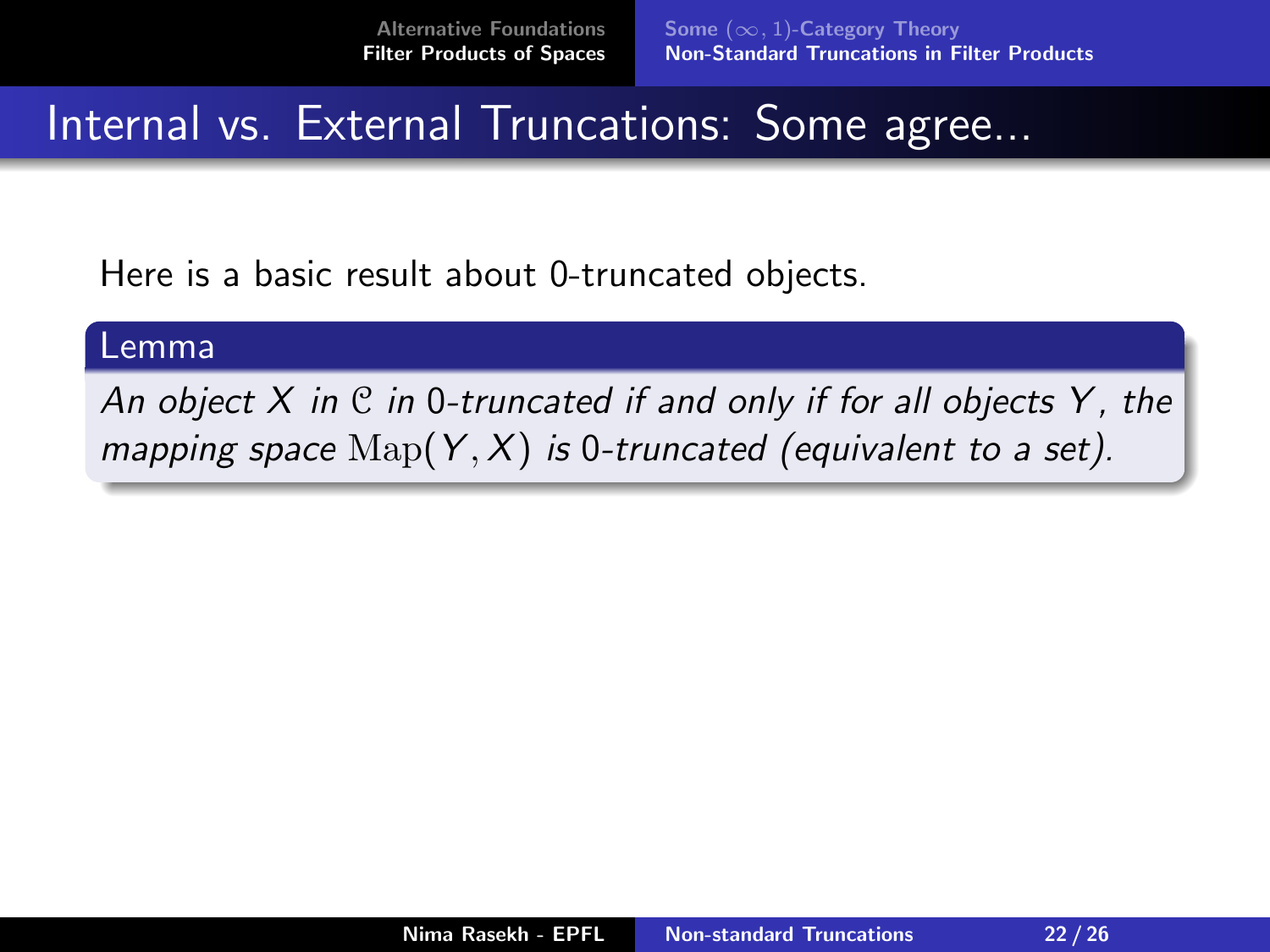# Internal vs. External Truncations: Some agree...

Here is a basic result about 0-truncated objects.

**Lemma**

*An object $X$ in $\mathcal{C}$ in 0-truncated if and only if for all objects $Y$, the mapping space $\mathrm{Map}(Y, X)$ is 0-truncated (equivalent to a set).*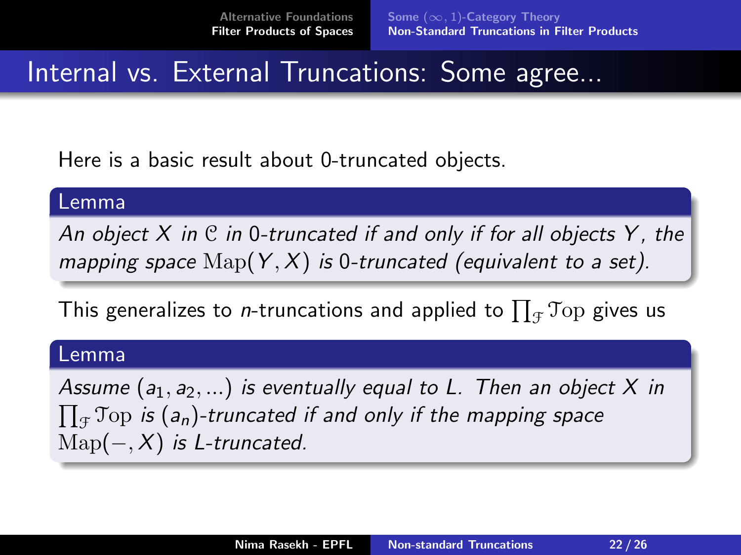# Internal vs. External Truncations: Some agree...

Here is a basic result about 0-truncated objects.

**Lemma**

*An object $X$ in $\mathcal{C}$ in 0-truncated if and only if for all objects $Y$, the mapping space $\mathrm{Map}(Y, X)$ is 0-truncated (equivalent to a set).*

This generalizes to $n$-truncations and applied to $\prod_{\mathcal{F}} \mathcal{T}\mathrm{op}$ gives us

**Lemma**

*Assume $(a_1, a_2, ...)$ is eventually equal to $L$. Then an object $X$ in $\prod_{\mathcal{F}} \mathcal{T}\mathrm{op}$ is $(a_n)$-truncated if and only if the mapping space $\mathrm{Map}(-, X)$ is $L$-truncated.*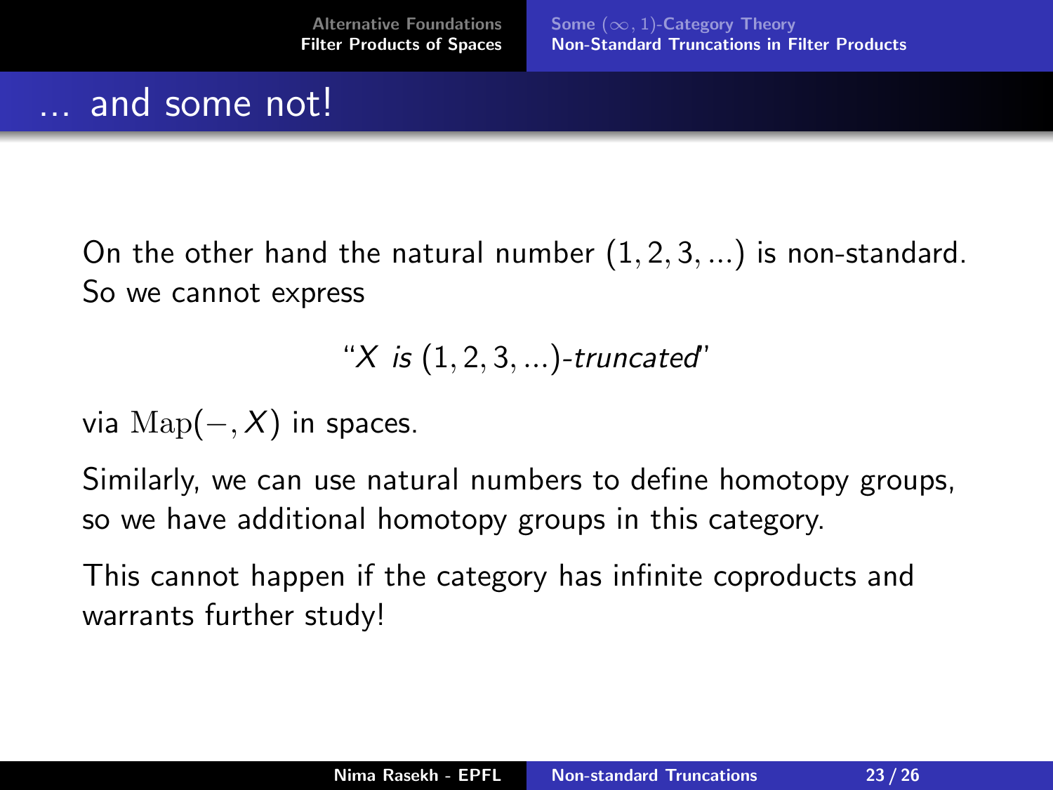## ... and some not!

On the other hand the natural number $(1, 2, 3, ...)$ is non-standard. So we cannot express

$$\text{“}X \textit{ is } (1, 2, 3, ...)\textit{-truncated}\text{”}$$

via $\mathrm{Map}(-, X)$ in spaces.

Similarly, we can use natural numbers to define homotopy groups, so we have additional homotopy groups in this category.

This cannot happen if the category has infinite coproducts and warrants further study!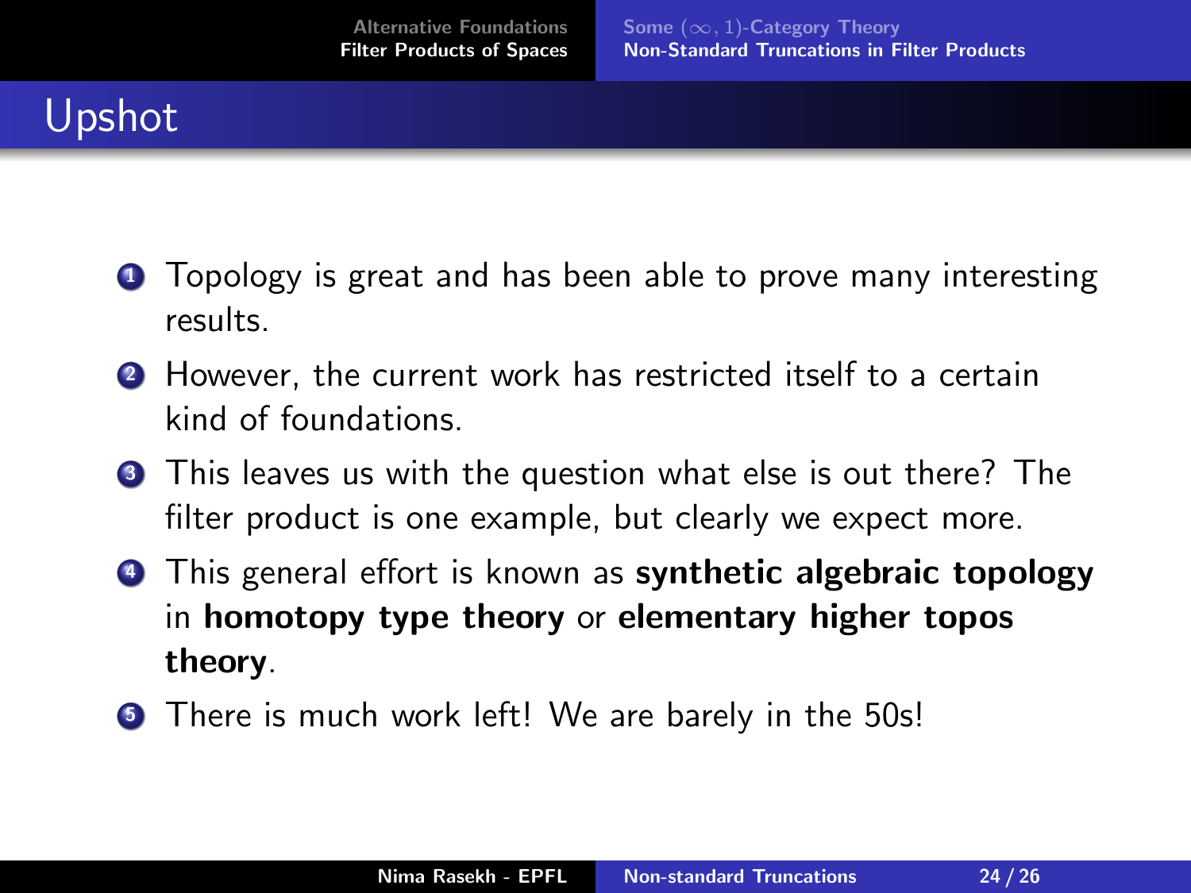# Upshot

1. Topology is great and has been able to prove many interesting results.
2. However, the current work has restricted itself to a certain kind of foundations.
3. This leaves us with the question what else is out there? The filter product is one example, but clearly we expect more.
4. This general effort is known as **synthetic algebraic topology** in **homotopy type theory** or **elementary higher topos theory**.
5. There is much work left! We are barely in the 50s!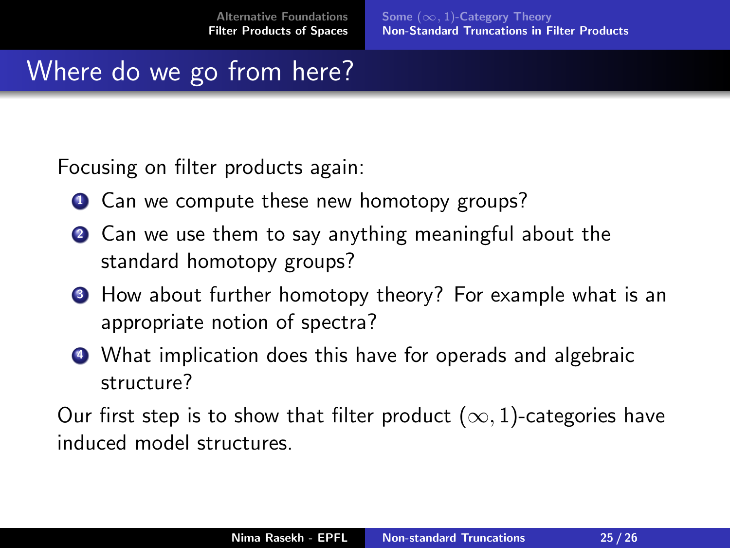# Where do we go from here?

Focusing on filter products again:

1. Can we compute these new homotopy groups?
2. Can we use them to say anything meaningful about the standard homotopy groups?
3. How about further homotopy theory? For example what is an appropriate notion of spectra?
4. What implication does this have for operads and algebraic structure?

Our first step is to show that filter product $(\infty, 1)$-categories have induced model structures.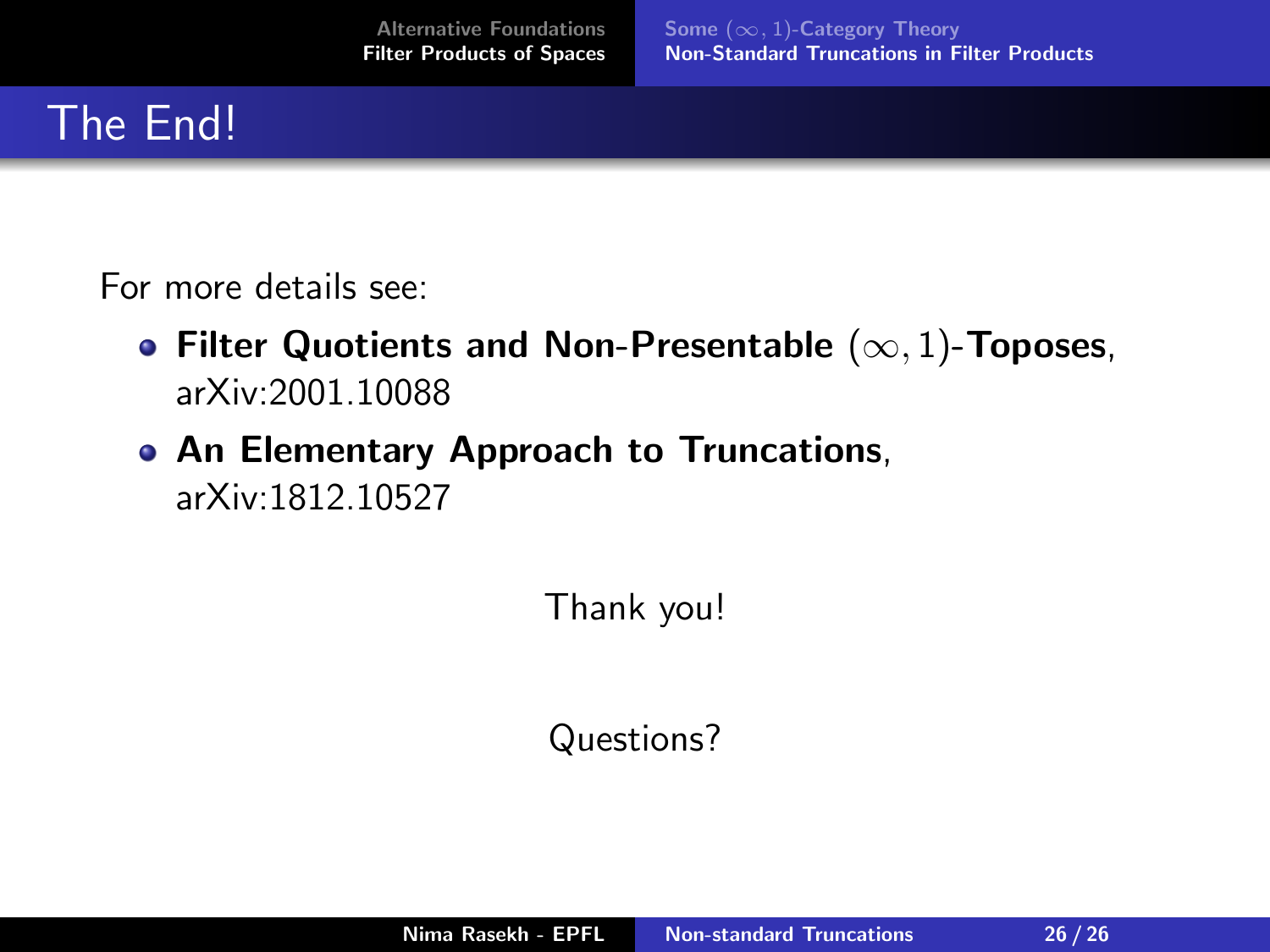# The End!

For more details see:

- **Filter Quotients and Non-Presentable $(\infty, 1)$-Toposes**, arXiv:2001.10088
- **An Elementary Approach to Truncations**, arXiv:1812.10527

Thank you!

Questions?